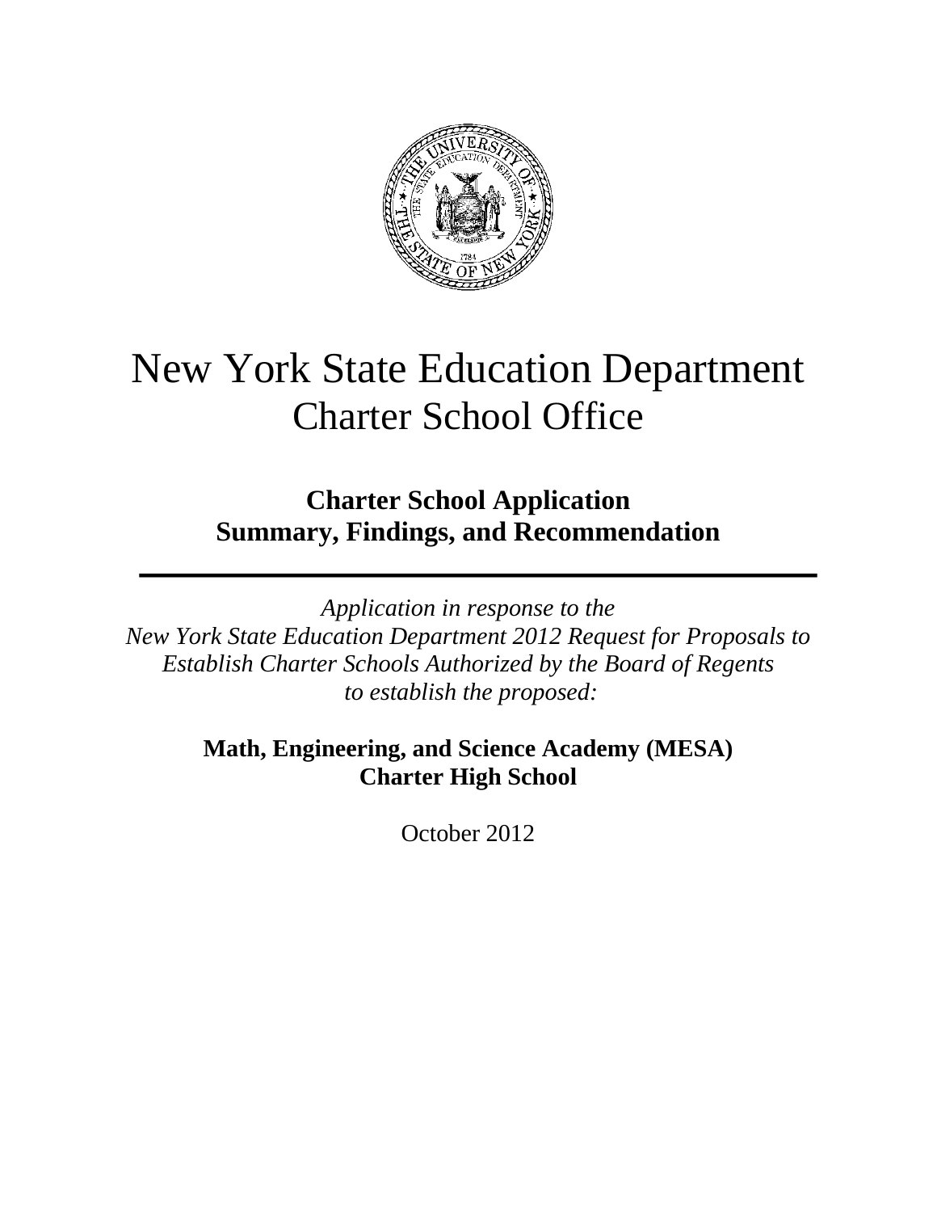# New York State Education Department
## Charter School Office

### Charter School Application
### Summary, Findings, and Recommendation

---

*Application in response to the*
*New York State Education Department 2012 Request for Proposals to Establish Charter Schools Authorized by the Board of Regents to establish the proposed:*

**Math, Engineering, and Science Academy (MESA)**
**Charter High School**

October 2012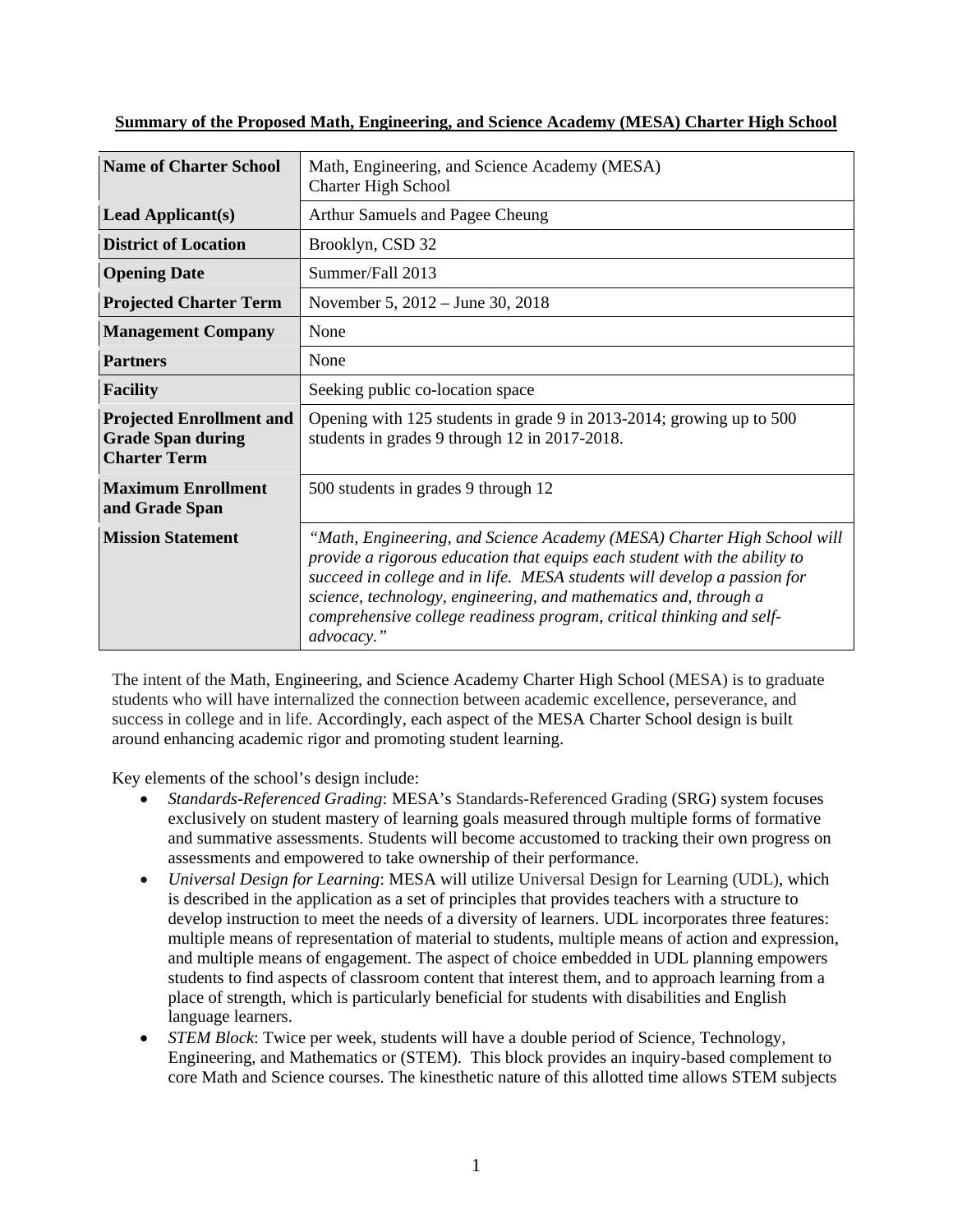**Summary of the Proposed Math, Engineering, and Science Academy (MESA) Charter High School**

| | |
|---|---|
| **Name of Charter School** | Math, Engineering, and Science Academy (MESA) Charter High School |
| **Lead Applicant(s)** | Arthur Samuels and Pagee Cheung |
| **District of Location** | Brooklyn, CSD 32 |
| **Opening Date** | Summer/Fall 2013 |
| **Projected Charter Term** | November 5, 2012 – June 30, 2018 |
| **Management Company** | None |
| **Partners** | None |
| **Facility** | Seeking public co-location space |
| **Projected Enrollment and Grade Span during Charter Term** | Opening with 125 students in grade 9 in 2013-2014; growing up to 500 students in grades 9 through 12 in 2017-2018. |
| **Maximum Enrollment and Grade Span** | 500 students in grades 9 through 12 |
| **Mission Statement** | *"Math, Engineering, and Science Academy (MESA) Charter High School will provide a rigorous education that equips each student with the ability to succeed in college and in life. MESA students will develop a passion for science, technology, engineering, and mathematics and, through a comprehensive college readiness program, critical thinking and self-advocacy."* |

The intent of the Math, Engineering, and Science Academy Charter High School (MESA) is to graduate students who will have internalized the connection between academic excellence, perseverance, and success in college and in life. Accordingly, each aspect of the MESA Charter School design is built around enhancing academic rigor and promoting student learning.

Key elements of the school's design include:

- *Standards-Referenced Grading*: MESA's Standards-Referenced Grading (SRG) system focuses exclusively on student mastery of learning goals measured through multiple forms of formative and summative assessments. Students will become accustomed to tracking their own progress on assessments and empowered to take ownership of their performance.
- *Universal Design for Learning*: MESA will utilize Universal Design for Learning (UDL), which is described in the application as a set of principles that provides teachers with a structure to develop instruction to meet the needs of a diversity of learners. UDL incorporates three features: multiple means of representation of material to students, multiple means of action and expression, and multiple means of engagement. The aspect of choice embedded in UDL planning empowers students to find aspects of classroom content that interest them, and to approach learning from a place of strength, which is particularly beneficial for students with disabilities and English language learners.
- *STEM Block*: Twice per week, students will have a double period of Science, Technology, Engineering, and Mathematics or (STEM). This block provides an inquiry-based complement to core Math and Science courses. The kinesthetic nature of this allotted time allows STEM subjects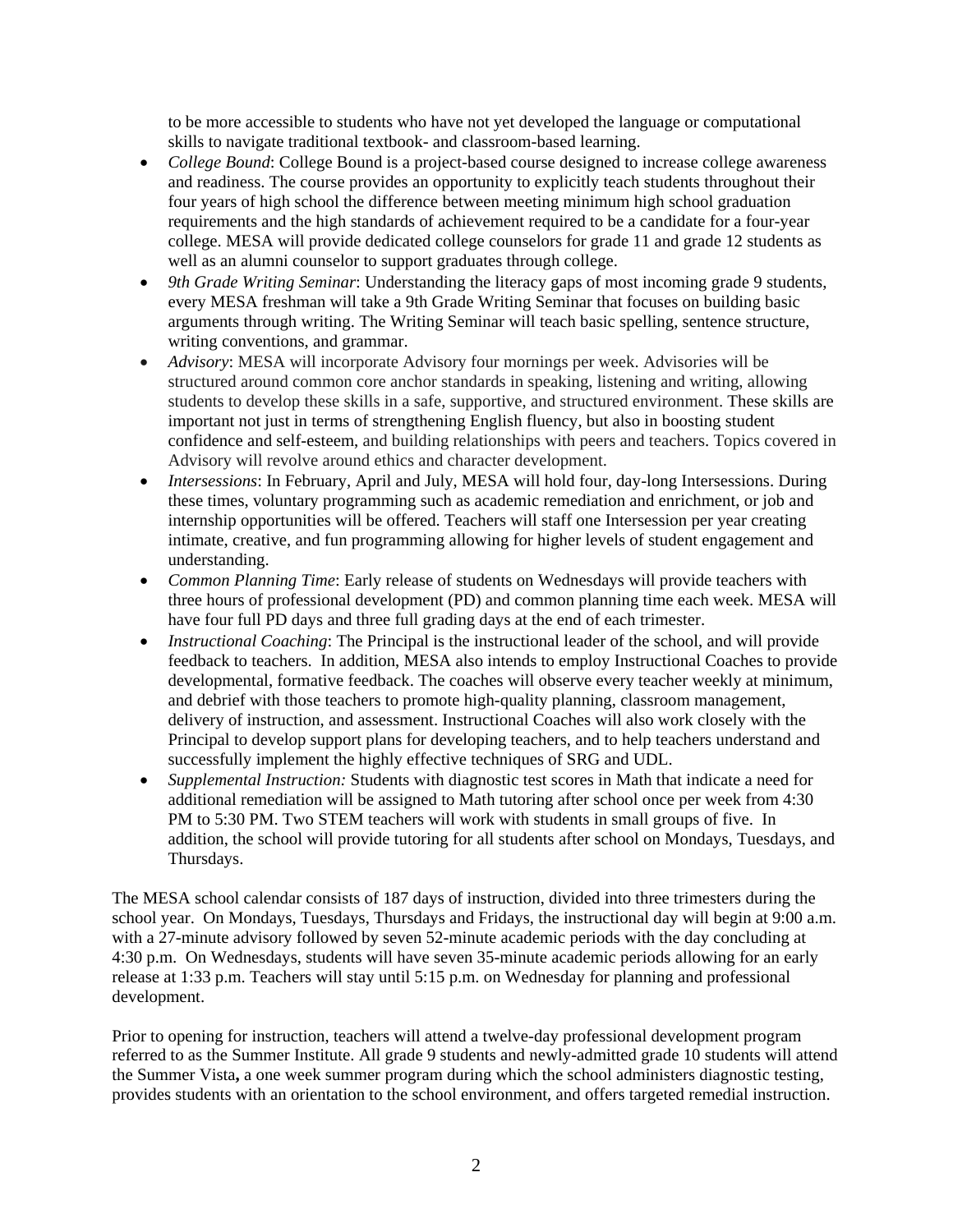to be more accessible to students who have not yet developed the language or computational skills to navigate traditional textbook- and classroom-based learning.

- *College Bound*: College Bound is a project-based course designed to increase college awareness and readiness. The course provides an opportunity to explicitly teach students throughout their four years of high school the difference between meeting minimum high school graduation requirements and the high standards of achievement required to be a candidate for a four-year college. MESA will provide dedicated college counselors for grade 11 and grade 12 students as well as an alumni counselor to support graduates through college.
- *9th Grade Writing Seminar*: Understanding the literacy gaps of most incoming grade 9 students, every MESA freshman will take a 9th Grade Writing Seminar that focuses on building basic arguments through writing. The Writing Seminar will teach basic spelling, sentence structure, writing conventions, and grammar.
- *Advisory*: MESA will incorporate Advisory four mornings per week. Advisories will be structured around common core anchor standards in speaking, listening and writing, allowing students to develop these skills in a safe, supportive, and structured environment. These skills are important not just in terms of strengthening English fluency, but also in boosting student confidence and self-esteem, and building relationships with peers and teachers. Topics covered in Advisory will revolve around ethics and character development.
- *Intersessions*: In February, April and July, MESA will hold four, day-long Intersessions. During these times, voluntary programming such as academic remediation and enrichment, or job and internship opportunities will be offered. Teachers will staff one Intersession per year creating intimate, creative, and fun programming allowing for higher levels of student engagement and understanding.
- *Common Planning Time*: Early release of students on Wednesdays will provide teachers with three hours of professional development (PD) and common planning time each week. MESA will have four full PD days and three full grading days at the end of each trimester.
- *Instructional Coaching*: The Principal is the instructional leader of the school, and will provide feedback to teachers. In addition, MESA also intends to employ Instructional Coaches to provide developmental, formative feedback. The coaches will observe every teacher weekly at minimum, and debrief with those teachers to promote high-quality planning, classroom management, delivery of instruction, and assessment. Instructional Coaches will also work closely with the Principal to develop support plans for developing teachers, and to help teachers understand and successfully implement the highly effective techniques of SRG and UDL.
- *Supplemental Instruction:* Students with diagnostic test scores in Math that indicate a need for additional remediation will be assigned to Math tutoring after school once per week from 4:30 PM to 5:30 PM. Two STEM teachers will work with students in small groups of five. In addition, the school will provide tutoring for all students after school on Mondays, Tuesdays, and Thursdays.

The MESA school calendar consists of 187 days of instruction, divided into three trimesters during the school year. On Mondays, Tuesdays, Thursdays and Fridays, the instructional day will begin at 9:00 a.m. with a 27-minute advisory followed by seven 52-minute academic periods with the day concluding at 4:30 p.m. On Wednesdays, students will have seven 35-minute academic periods allowing for an early release at 1:33 p.m. Teachers will stay until 5:15 p.m. on Wednesday for planning and professional development.

Prior to opening for instruction, teachers will attend a twelve-day professional development program referred to as the Summer Institute. All grade 9 students and newly-admitted grade 10 students will attend the Summer Vista**,** a one week summer program during which the school administers diagnostic testing, provides students with an orientation to the school environment, and offers targeted remedial instruction.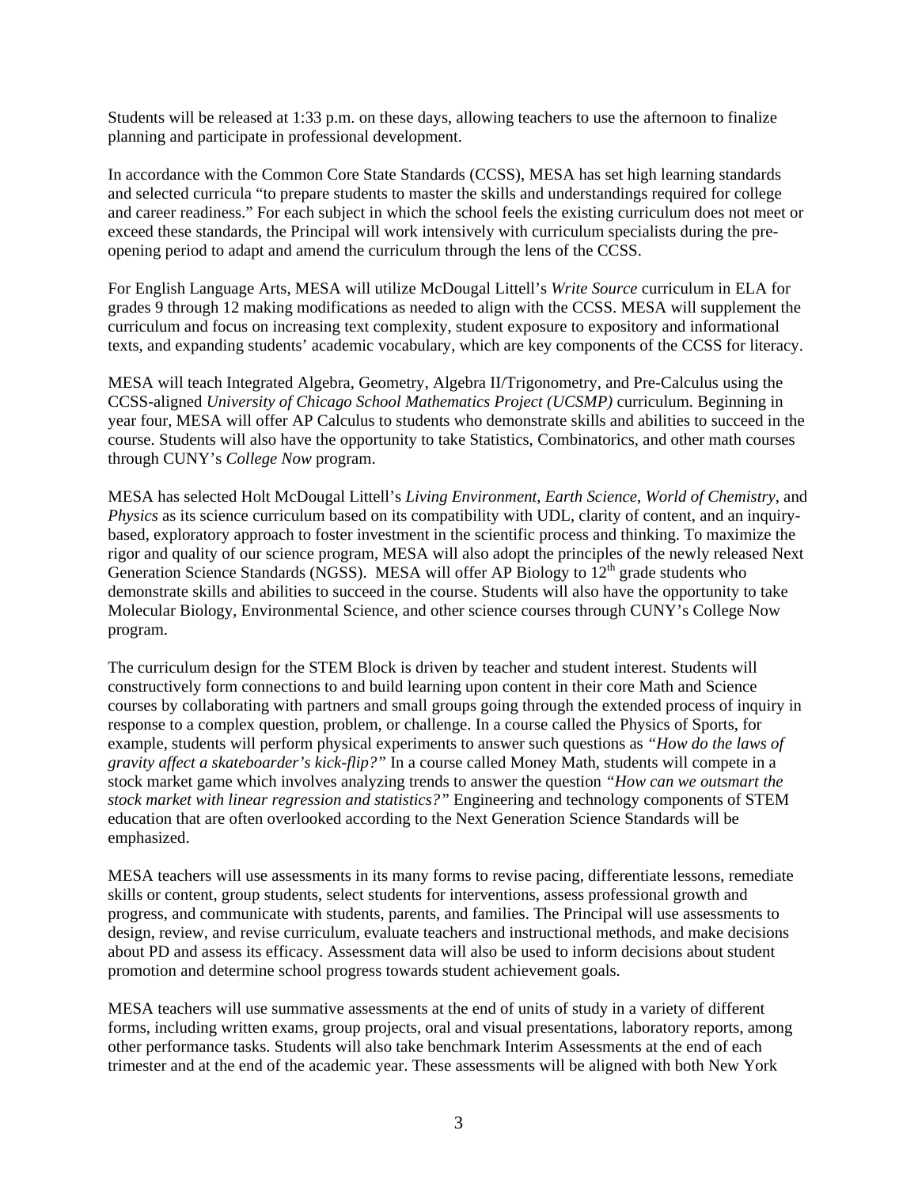Students will be released at 1:33 p.m. on these days, allowing teachers to use the afternoon to finalize planning and participate in professional development.

In accordance with the Common Core State Standards (CCSS), MESA has set high learning standards and selected curricula "to prepare students to master the skills and understandings required for college and career readiness." For each subject in which the school feels the existing curriculum does not meet or exceed these standards, the Principal will work intensively with curriculum specialists during the pre-opening period to adapt and amend the curriculum through the lens of the CCSS.

For English Language Arts, MESA will utilize McDougal Littell's *Write Source* curriculum in ELA for grades 9 through 12 making modifications as needed to align with the CCSS. MESA will supplement the curriculum and focus on increasing text complexity, student exposure to expository and informational texts, and expanding students' academic vocabulary, which are key components of the CCSS for literacy.

MESA will teach Integrated Algebra, Geometry, Algebra II/Trigonometry, and Pre-Calculus using the CCSS-aligned *University of Chicago School Mathematics Project (UCSMP)* curriculum. Beginning in year four, MESA will offer AP Calculus to students who demonstrate skills and abilities to succeed in the course. Students will also have the opportunity to take Statistics, Combinatorics, and other math courses through CUNY's *College Now* program.

MESA has selected Holt McDougal Littell's *Living Environment*, *Earth Science*, *World of Chemistry*, and *Physics* as its science curriculum based on its compatibility with UDL, clarity of content, and an inquiry-based, exploratory approach to foster investment in the scientific process and thinking. To maximize the rigor and quality of our science program, MESA will also adopt the principles of the newly released Next Generation Science Standards (NGSS). MESA will offer AP Biology to 12th grade students who demonstrate skills and abilities to succeed in the course. Students will also have the opportunity to take Molecular Biology, Environmental Science, and other science courses through CUNY's College Now program.

The curriculum design for the STEM Block is driven by teacher and student interest. Students will constructively form connections to and build learning upon content in their core Math and Science courses by collaborating with partners and small groups going through the extended process of inquiry in response to a complex question, problem, or challenge. In a course called the Physics of Sports, for example, students will perform physical experiments to answer such questions as *"How do the laws of gravity affect a skateboarder's kick-flip?"* In a course called Money Math, students will compete in a stock market game which involves analyzing trends to answer the question *"How can we outsmart the stock market with linear regression and statistics?"* Engineering and technology components of STEM education that are often overlooked according to the Next Generation Science Standards will be emphasized.

MESA teachers will use assessments in its many forms to revise pacing, differentiate lessons, remediate skills or content, group students, select students for interventions, assess professional growth and progress, and communicate with students, parents, and families. The Principal will use assessments to design, review, and revise curriculum, evaluate teachers and instructional methods, and make decisions about PD and assess its efficacy. Assessment data will also be used to inform decisions about student promotion and determine school progress towards student achievement goals.

MESA teachers will use summative assessments at the end of units of study in a variety of different forms, including written exams, group projects, oral and visual presentations, laboratory reports, among other performance tasks. Students will also take benchmark Interim Assessments at the end of each trimester and at the end of the academic year. These assessments will be aligned with both New York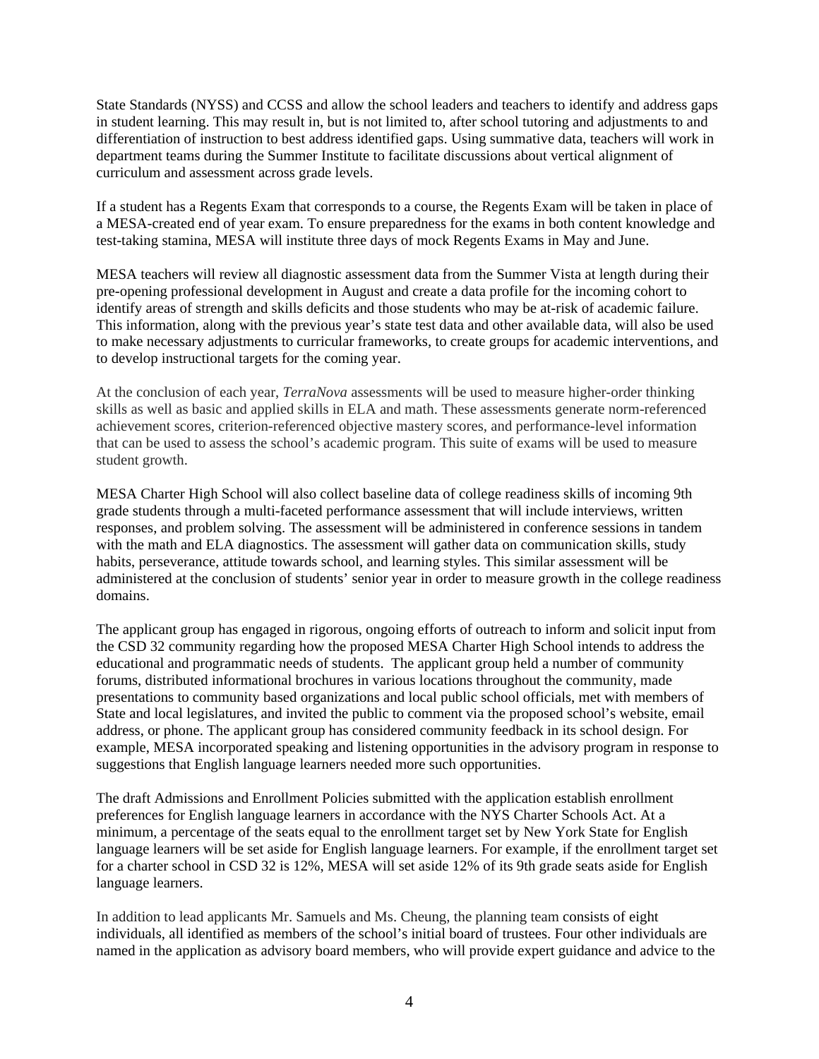State Standards (NYSS) and CCSS and allow the school leaders and teachers to identify and address gaps in student learning. This may result in, but is not limited to, after school tutoring and adjustments to and differentiation of instruction to best address identified gaps. Using summative data, teachers will work in department teams during the Summer Institute to facilitate discussions about vertical alignment of curriculum and assessment across grade levels.

If a student has a Regents Exam that corresponds to a course, the Regents Exam will be taken in place of a MESA-created end of year exam. To ensure preparedness for the exams in both content knowledge and test-taking stamina, MESA will institute three days of mock Regents Exams in May and June.

MESA teachers will review all diagnostic assessment data from the Summer Vista at length during their pre-opening professional development in August and create a data profile for the incoming cohort to identify areas of strength and skills deficits and those students who may be at-risk of academic failure. This information, along with the previous year's state test data and other available data, will also be used to make necessary adjustments to curricular frameworks, to create groups for academic interventions, and to develop instructional targets for the coming year.

At the conclusion of each year, *TerraNova* assessments will be used to measure higher-order thinking skills as well as basic and applied skills in ELA and math. These assessments generate norm-referenced achievement scores, criterion-referenced objective mastery scores, and performance-level information that can be used to assess the school's academic program. This suite of exams will be used to measure student growth.

MESA Charter High School will also collect baseline data of college readiness skills of incoming 9th grade students through a multi-faceted performance assessment that will include interviews, written responses, and problem solving. The assessment will be administered in conference sessions in tandem with the math and ELA diagnostics. The assessment will gather data on communication skills, study habits, perseverance, attitude towards school, and learning styles. This similar assessment will be administered at the conclusion of students' senior year in order to measure growth in the college readiness domains.

The applicant group has engaged in rigorous, ongoing efforts of outreach to inform and solicit input from the CSD 32 community regarding how the proposed MESA Charter High School intends to address the educational and programmatic needs of students. The applicant group held a number of community forums, distributed informational brochures in various locations throughout the community, made presentations to community based organizations and local public school officials, met with members of State and local legislatures, and invited the public to comment via the proposed school's website, email address, or phone. The applicant group has considered community feedback in its school design. For example, MESA incorporated speaking and listening opportunities in the advisory program in response to suggestions that English language learners needed more such opportunities.

The draft Admissions and Enrollment Policies submitted with the application establish enrollment preferences for English language learners in accordance with the NYS Charter Schools Act. At a minimum, a percentage of the seats equal to the enrollment target set by New York State for English language learners will be set aside for English language learners. For example, if the enrollment target set for a charter school in CSD 32 is 12%, MESA will set aside 12% of its 9th grade seats aside for English language learners.

In addition to lead applicants Mr. Samuels and Ms. Cheung, the planning team consists of eight individuals, all identified as members of the school's initial board of trustees. Four other individuals are named in the application as advisory board members, who will provide expert guidance and advice to the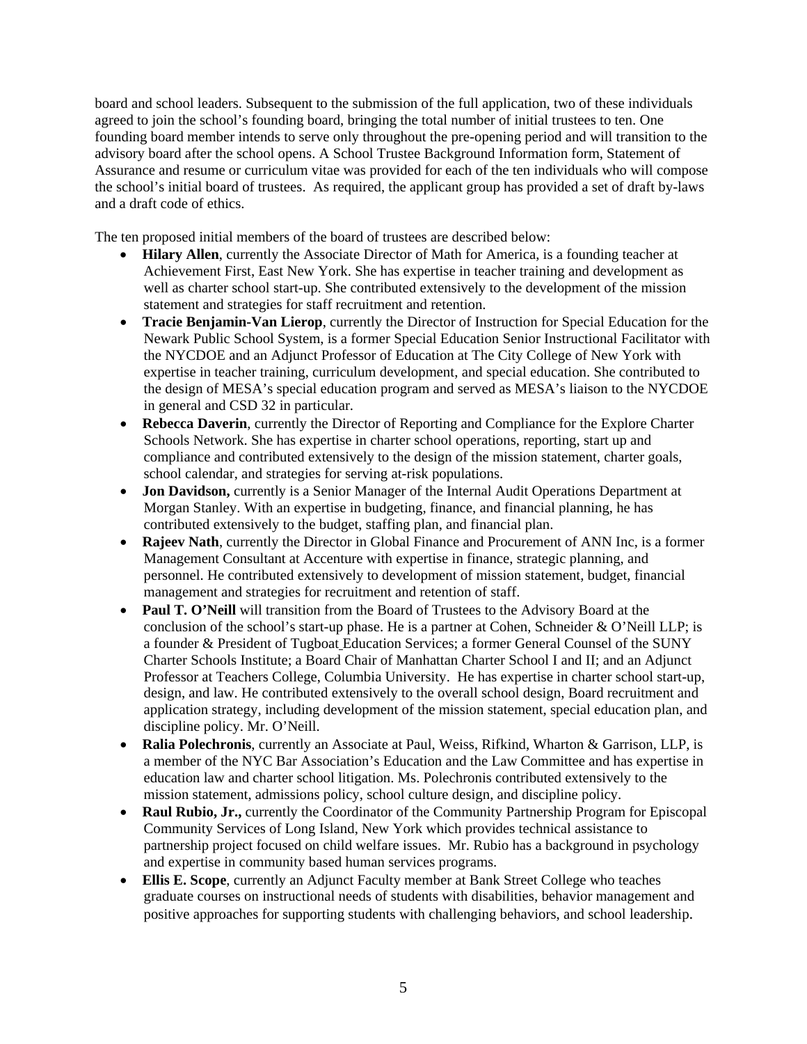board and school leaders. Subsequent to the submission of the full application, two of these individuals agreed to join the school's founding board, bringing the total number of initial trustees to ten. One founding board member intends to serve only throughout the pre-opening period and will transition to the advisory board after the school opens. A School Trustee Background Information form, Statement of Assurance and resume or curriculum vitae was provided for each of the ten individuals who will compose the school's initial board of trustees. As required, the applicant group has provided a set of draft by-laws and a draft code of ethics.

The ten proposed initial members of the board of trustees are described below:

- **Hilary Allen**, currently the Associate Director of Math for America, is a founding teacher at Achievement First, East New York. She has expertise in teacher training and development as well as charter school start-up. She contributed extensively to the development of the mission statement and strategies for staff recruitment and retention.
- **Tracie Benjamin-Van Lierop**, currently the Director of Instruction for Special Education for the Newark Public School System, is a former Special Education Senior Instructional Facilitator with the NYCDOE and an Adjunct Professor of Education at The City College of New York with expertise in teacher training, curriculum development, and special education. She contributed to the design of MESA's special education program and served as MESA's liaison to the NYCDOE in general and CSD 32 in particular.
- **Rebecca Daverin**, currently the Director of Reporting and Compliance for the Explore Charter Schools Network. She has expertise in charter school operations, reporting, start up and compliance and contributed extensively to the design of the mission statement, charter goals, school calendar, and strategies for serving at-risk populations.
- **Jon Davidson,** currently is a Senior Manager of the Internal Audit Operations Department at Morgan Stanley. With an expertise in budgeting, finance, and financial planning, he has contributed extensively to the budget, staffing plan, and financial plan.
- **Rajeev Nath**, currently the Director in Global Finance and Procurement of ANN Inc, is a former Management Consultant at Accenture with expertise in finance, strategic planning, and personnel. He contributed extensively to development of mission statement, budget, financial management and strategies for recruitment and retention of staff.
- **Paul T. O'Neill** will transition from the Board of Trustees to the Advisory Board at the conclusion of the school's start-up phase. He is a partner at Cohen, Schneider & O'Neill LLP; is a founder & President of Tugboat Education Services; a former General Counsel of the SUNY Charter Schools Institute; a Board Chair of Manhattan Charter School I and II; and an Adjunct Professor at Teachers College, Columbia University. He has expertise in charter school start-up, design, and law. He contributed extensively to the overall school design, Board recruitment and application strategy, including development of the mission statement, special education plan, and discipline policy. Mr. O'Neill.
- **Ralia Polechronis**, currently an Associate at Paul, Weiss, Rifkind, Wharton & Garrison, LLP, is a member of the NYC Bar Association's Education and the Law Committee and has expertise in education law and charter school litigation. Ms. Polechronis contributed extensively to the mission statement, admissions policy, school culture design, and discipline policy.
- **Raul Rubio, Jr.,** currently the Coordinator of the Community Partnership Program for Episcopal Community Services of Long Island, New York which provides technical assistance to partnership project focused on child welfare issues. Mr. Rubio has a background in psychology and expertise in community based human services programs.
- **Ellis E. Scope**, currently an Adjunct Faculty member at Bank Street College who teaches graduate courses on instructional needs of students with disabilities, behavior management and positive approaches for supporting students with challenging behaviors, and school leadership.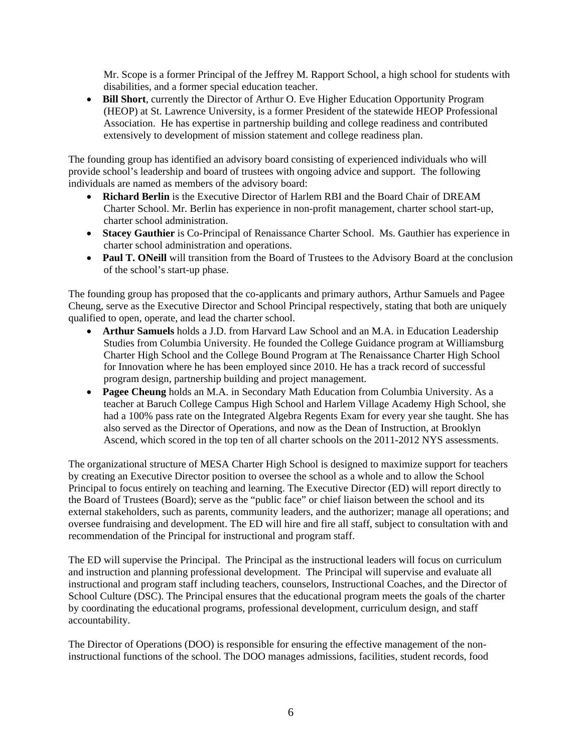Mr. Scope is a former Principal of the Jeffrey M. Rapport School, a high school for students with disabilities, and a former special education teacher.

- **Bill Short**, currently the Director of Arthur O. Eve Higher Education Opportunity Program (HEOP) at St. Lawrence University, is a former President of the statewide HEOP Professional Association. He has expertise in partnership building and college readiness and contributed extensively to development of mission statement and college readiness plan.

The founding group has identified an advisory board consisting of experienced individuals who will provide school's leadership and board of trustees with ongoing advice and support. The following individuals are named as members of the advisory board:

- **Richard Berlin** is the Executive Director of Harlem RBI and the Board Chair of DREAM Charter School. Mr. Berlin has experience in non-profit management, charter school start-up, charter school administration.
- **Stacey Gauthier** is Co-Principal of Renaissance Charter School. Ms. Gauthier has experience in charter school administration and operations.
- **Paul T. ONeill** will transition from the Board of Trustees to the Advisory Board at the conclusion of the school's start-up phase.

The founding group has proposed that the co-applicants and primary authors, Arthur Samuels and Pagee Cheung, serve as the Executive Director and School Principal respectively, stating that both are uniquely qualified to open, operate, and lead the charter school.

- **Arthur Samuels** holds a J.D. from Harvard Law School and an M.A. in Education Leadership Studies from Columbia University. He founded the College Guidance program at Williamsburg Charter High School and the College Bound Program at The Renaissance Charter High School for Innovation where he has been employed since 2010. He has a track record of successful program design, partnership building and project management.
- **Pagee Cheung** holds an M.A. in Secondary Math Education from Columbia University. As a teacher at Baruch College Campus High School and Harlem Village Academy High School, she had a 100% pass rate on the Integrated Algebra Regents Exam for every year she taught. She has also served as the Director of Operations, and now as the Dean of Instruction, at Brooklyn Ascend, which scored in the top ten of all charter schools on the 2011-2012 NYS assessments.

The organizational structure of MESA Charter High School is designed to maximize support for teachers by creating an Executive Director position to oversee the school as a whole and to allow the School Principal to focus entirely on teaching and learning. The Executive Director (ED) will report directly to the Board of Trustees (Board); serve as the "public face" or chief liaison between the school and its external stakeholders, such as parents, community leaders, and the authorizer; manage all operations; and oversee fundraising and development. The ED will hire and fire all staff, subject to consultation with and recommendation of the Principal for instructional and program staff.

The ED will supervise the Principal. The Principal as the instructional leaders will focus on curriculum and instruction and planning professional development. The Principal will supervise and evaluate all instructional and program staff including teachers, counselors, Instructional Coaches, and the Director of School Culture (DSC). The Principal ensures that the educational program meets the goals of the charter by coordinating the educational programs, professional development, curriculum design, and staff accountability.

The Director of Operations (DOO) is responsible for ensuring the effective management of the non-instructional functions of the school. The DOO manages admissions, facilities, student records, food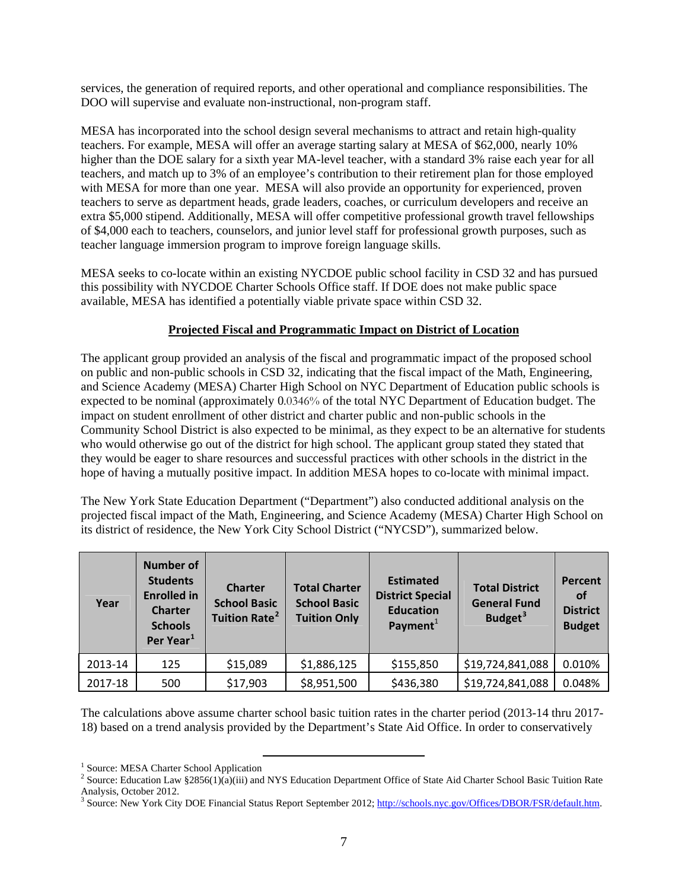services, the generation of required reports, and other operational and compliance responsibilities. The DOO will supervise and evaluate non-instructional, non-program staff.

MESA has incorporated into the school design several mechanisms to attract and retain high-quality teachers. For example, MESA will offer an average starting salary at MESA of $62,000, nearly 10% higher than the DOE salary for a sixth year MA-level teacher, with a standard 3% raise each year for all teachers, and match up to 3% of an employee's contribution to their retirement plan for those employed with MESA for more than one year. MESA will also provide an opportunity for experienced, proven teachers to serve as department heads, grade leaders, coaches, or curriculum developers and receive an extra $5,000 stipend. Additionally, MESA will offer competitive professional growth travel fellowships of $4,000 each to teachers, counselors, and junior level staff for professional growth purposes, such as teacher language immersion program to improve foreign language skills.

MESA seeks to co-locate within an existing NYCDOE public school facility in CSD 32 and has pursued this possibility with NYCDOE Charter Schools Office staff. If DOE does not make public space available, MESA has identified a potentially viable private space within CSD 32.

**Projected Fiscal and Programmatic Impact on District of Location**

The applicant group provided an analysis of the fiscal and programmatic impact of the proposed school on public and non-public schools in CSD 32, indicating that the fiscal impact of the Math, Engineering, and Science Academy (MESA) Charter High School on NYC Department of Education public schools is expected to be nominal (approximately 0.0346% of the total NYC Department of Education budget. The impact on student enrollment of other district and charter public and non-public schools in the Community School District is also expected to be minimal, as they expect to be an alternative for students who would otherwise go out of the district for high school. The applicant group stated they stated that they would be eager to share resources and successful practices with other schools in the district in the hope of having a mutually positive impact. In addition MESA hopes to co-locate with minimal impact.

The New York State Education Department ("Department") also conducted additional analysis on the projected fiscal impact of the Math, Engineering, and Science Academy (MESA) Charter High School on its district of residence, the New York City School District ("NYCSD"), summarized below.

| Year | Number of Students Enrolled in Charter Schools Per Year[1] | Charter School Basic Tuition Rate[2] | Total Charter School Basic Tuition Only | Estimated District Special Education Payment[1] | Total District General Fund Budget[3] | Percent of District Budget |
|---|---|---|---|---|---|---|
| 2013-14 | 125 | $15,089 | $1,886,125 | $155,850 | $19,724,841,088 | 0.010% |
| 2017-18 | 500 | $17,903 | $8,951,500 | $436,380 | $19,724,841,088 | 0.048% |

The calculations above assume charter school basic tuition rates in the charter period (2013-14 thru 2017-18) based on a trend analysis provided by the Department's State Aid Office. In order to conservatively

[1] Source: MESA Charter School Application

[2] Source: Education Law §2856(1)(a)(iii) and NYS Education Department Office of State Aid Charter School Basic Tuition Rate Analysis, October 2012.

[3] Source: New York City DOE Financial Status Report September 2012; http://schools.nyc.gov/Offices/DBOR/FSR/default.htm.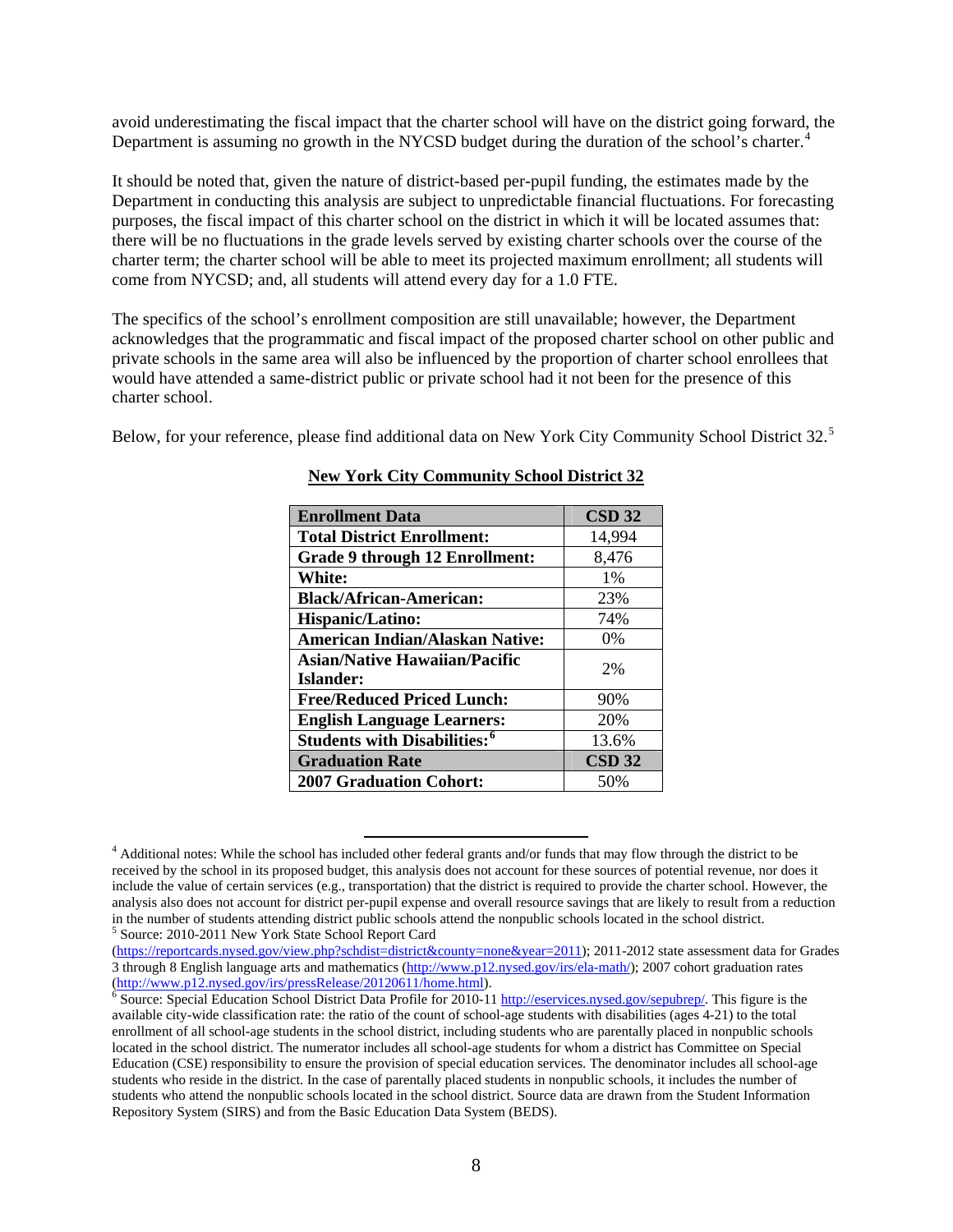avoid underestimating the fiscal impact that the charter school will have on the district going forward, the Department is assuming no growth in the NYCSD budget during the duration of the school's charter.[4]

It should be noted that, given the nature of district-based per-pupil funding, the estimates made by the Department in conducting this analysis are subject to unpredictable financial fluctuations. For forecasting purposes, the fiscal impact of this charter school on the district in which it will be located assumes that: there will be no fluctuations in the grade levels served by existing charter schools over the course of the charter term; the charter school will be able to meet its projected maximum enrollment; all students will come from NYCSD; and, all students will attend every day for a 1.0 FTE.

The specifics of the school's enrollment composition are still unavailable; however, the Department acknowledges that the programmatic and fiscal impact of the proposed charter school on other public and private schools in the same area will also be influenced by the proportion of charter school enrollees that would have attended a same-district public or private school had it not been for the presence of this charter school.

Below, for your reference, please find additional data on New York City Community School District 32.[5]

**New York City Community School District 32**

| **Enrollment Data** | **CSD 32** |
|---|---|
| **Total District Enrollment:** | 14,994 |
| **Grade 9 through 12 Enrollment:** | 8,476 |
| **White:** | 1% |
| **Black/African-American:** | 23% |
| **Hispanic/Latino:** | 74% |
| **American Indian/Alaskan Native:** | 0% |
| **Asian/Native Hawaiian/Pacific Islander:** | 2% |
| **Free/Reduced Priced Lunch:** | 90% |
| **English Language Learners:** | 20% |
| **Students with Disabilities:**[6] | 13.6% |
| **Graduation Rate** | **CSD 32** |
| **2007 Graduation Cohort:** | 50% |

---

[4] Additional notes: While the school has included other federal grants and/or funds that may flow through the district to be received by the school in its proposed budget, this analysis does not account for these sources of potential revenue, nor does it include the value of certain services (e.g., transportation) that the district is required to provide the charter school. However, the analysis also does not account for district per-pupil expense and overall resource savings that are likely to result from a reduction in the number of students attending district public schools attend the nonpublic schools located in the school district.

[5] Source: 2010-2011 New York State School Report Card (https://reportcards.nysed.gov/view.php?schdist=district&county=none&year=2011); 2011-2012 state assessment data for Grades 3 through 8 English language arts and mathematics (http://www.p12.nysed.gov/irs/ela-math/); 2007 cohort graduation rates (http://www.p12.nysed.gov/irs/pressRelease/20120611/home.html).

[6] Source: Special Education School District Data Profile for 2010-11 http://eservices.nysed.gov/sepubrep/. This figure is the available city-wide classification rate: the ratio of the count of school-age students with disabilities (ages 4-21) to the total enrollment of all school-age students in the school district, including students who are parentally placed in nonpublic schools located in the school district. The numerator includes all school-age students for whom a district has Committee on Special Education (CSE) responsibility to ensure the provision of special education services. The denominator includes all school-age students who reside in the district. In the case of parentally placed students in nonpublic schools, it includes the number of students who attend the nonpublic schools located in the school district. Source data are drawn from the Student Information Repository System (SIRS) and from the Basic Education Data System (BEDS).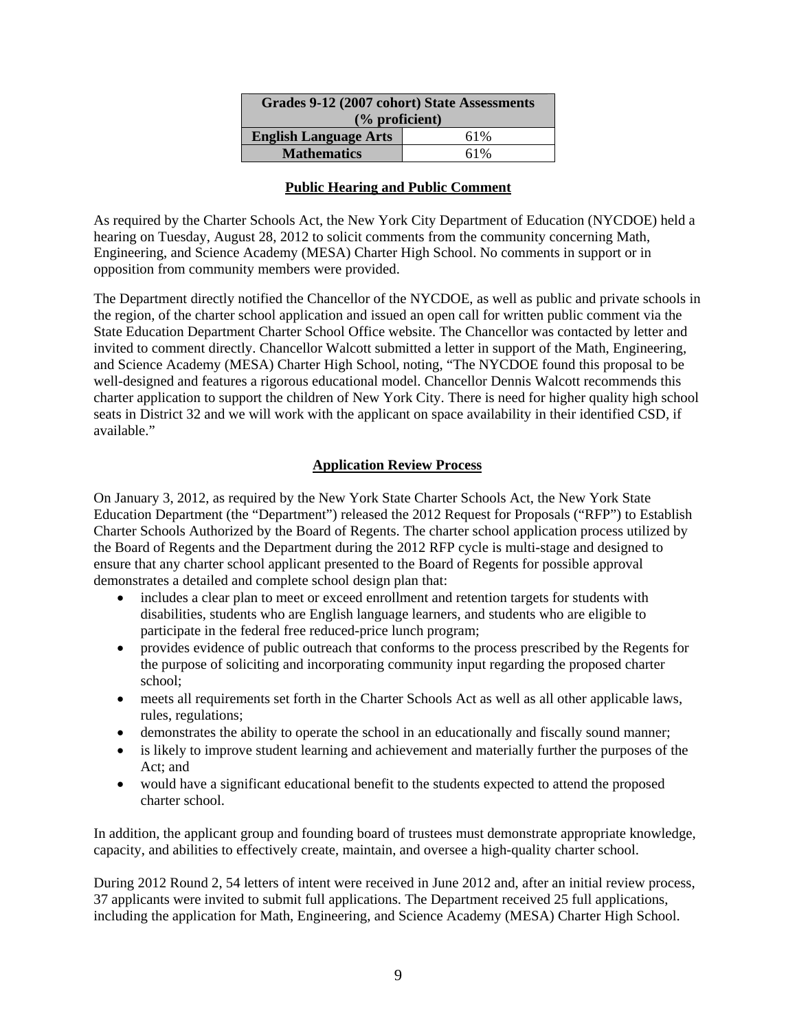| Grades 9-12 (2007 cohort) State Assessments (% proficient) | |
|---|---|
| **English Language Arts** | 61% |
| **Mathematics** | 61% |

## Public Hearing and Public Comment

As required by the Charter Schools Act, the New York City Department of Education (NYCDOE) held a hearing on Tuesday, August 28, 2012 to solicit comments from the community concerning Math, Engineering, and Science Academy (MESA) Charter High School. No comments in support or in opposition from community members were provided.

The Department directly notified the Chancellor of the NYCDOE, as well as public and private schools in the region, of the charter school application and issued an open call for written public comment via the State Education Department Charter School Office website. The Chancellor was contacted by letter and invited to comment directly. Chancellor Walcott submitted a letter in support of the Math, Engineering, and Science Academy (MESA) Charter High School, noting, "The NYCDOE found this proposal to be well-designed and features a rigorous educational model. Chancellor Dennis Walcott recommends this charter application to support the children of New York City. There is need for higher quality high school seats in District 32 and we will work with the applicant on space availability in their identified CSD, if available."

## Application Review Process

On January 3, 2012, as required by the New York State Charter Schools Act, the New York State Education Department (the "Department") released the 2012 Request for Proposals ("RFP") to Establish Charter Schools Authorized by the Board of Regents. The charter school application process utilized by the Board of Regents and the Department during the 2012 RFP cycle is multi-stage and designed to ensure that any charter school applicant presented to the Board of Regents for possible approval demonstrates a detailed and complete school design plan that:

- includes a clear plan to meet or exceed enrollment and retention targets for students with disabilities, students who are English language learners, and students who are eligible to participate in the federal free reduced-price lunch program;
- provides evidence of public outreach that conforms to the process prescribed by the Regents for the purpose of soliciting and incorporating community input regarding the proposed charter school;
- meets all requirements set forth in the Charter Schools Act as well as all other applicable laws, rules, regulations;
- demonstrates the ability to operate the school in an educationally and fiscally sound manner;
- is likely to improve student learning and achievement and materially further the purposes of the Act; and
- would have a significant educational benefit to the students expected to attend the proposed charter school.

In addition, the applicant group and founding board of trustees must demonstrate appropriate knowledge, capacity, and abilities to effectively create, maintain, and oversee a high-quality charter school.

During 2012 Round 2, 54 letters of intent were received in June 2012 and, after an initial review process, 37 applicants were invited to submit full applications. The Department received 25 full applications, including the application for Math, Engineering, and Science Academy (MESA) Charter High School.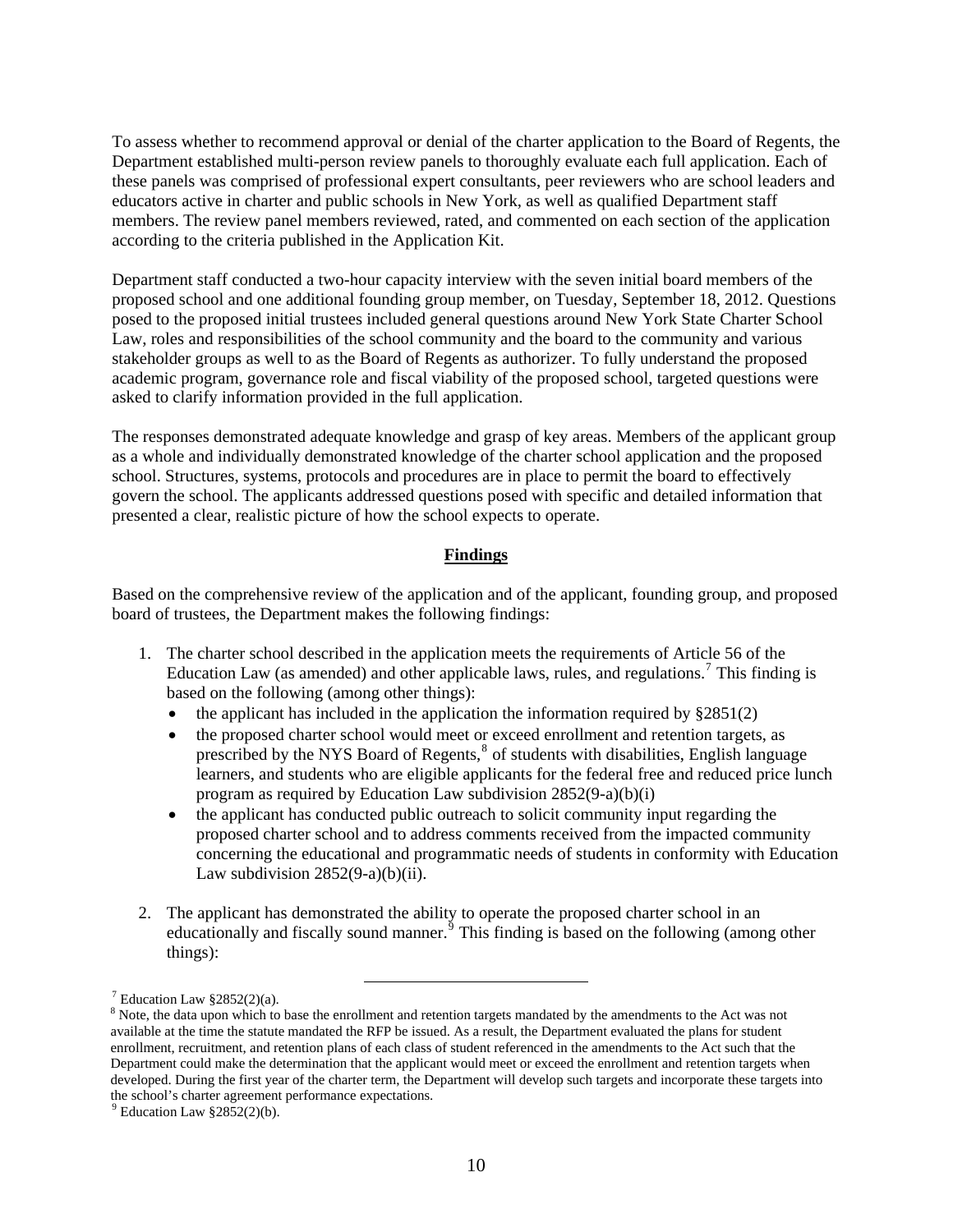To assess whether to recommend approval or denial of the charter application to the Board of Regents, the Department established multi-person review panels to thoroughly evaluate each full application. Each of these panels was comprised of professional expert consultants, peer reviewers who are school leaders and educators active in charter and public schools in New York, as well as qualified Department staff members. The review panel members reviewed, rated, and commented on each section of the application according to the criteria published in the Application Kit.

Department staff conducted a two-hour capacity interview with the seven initial board members of the proposed school and one additional founding group member, on Tuesday, September 18, 2012. Questions posed to the proposed initial trustees included general questions around New York State Charter School Law, roles and responsibilities of the school community and the board to the community and various stakeholder groups as well to as the Board of Regents as authorizer. To fully understand the proposed academic program, governance role and fiscal viability of the proposed school, targeted questions were asked to clarify information provided in the full application.

The responses demonstrated adequate knowledge and grasp of key areas. Members of the applicant group as a whole and individually demonstrated knowledge of the charter school application and the proposed school. Structures, systems, protocols and procedures are in place to permit the board to effectively govern the school. The applicants addressed questions posed with specific and detailed information that presented a clear, realistic picture of how the school expects to operate.

## Findings

Based on the comprehensive review of the application and of the applicant, founding group, and proposed board of trustees, the Department makes the following findings:

1. The charter school described in the application meets the requirements of Article 56 of the Education Law (as amended) and other applicable laws, rules, and regulations.[7] This finding is based on the following (among other things):
   - the applicant has included in the application the information required by §2851(2)
   - the proposed charter school would meet or exceed enrollment and retention targets, as prescribed by the NYS Board of Regents,[8] of students with disabilities, English language learners, and students who are eligible applicants for the federal free and reduced price lunch program as required by Education Law subdivision 2852(9-a)(b)(i)
   - the applicant has conducted public outreach to solicit community input regarding the proposed charter school and to address comments received from the impacted community concerning the educational and programmatic needs of students in conformity with Education Law subdivision 2852(9-a)(b)(ii).

2. The applicant has demonstrated the ability to operate the proposed charter school in an educationally and fiscally sound manner.[9] This finding is based on the following (among other things):

---

[7] Education Law §2852(2)(a).

[8] Note, the data upon which to base the enrollment and retention targets mandated by the amendments to the Act was not available at the time the statute mandated the RFP be issued. As a result, the Department evaluated the plans for student enrollment, recruitment, and retention plans of each class of student referenced in the amendments to the Act such that the Department could make the determination that the applicant would meet or exceed the enrollment and retention targets when developed. During the first year of the charter term, the Department will develop such targets and incorporate these targets into the school's charter agreement performance expectations.

[9] Education Law §2852(2)(b).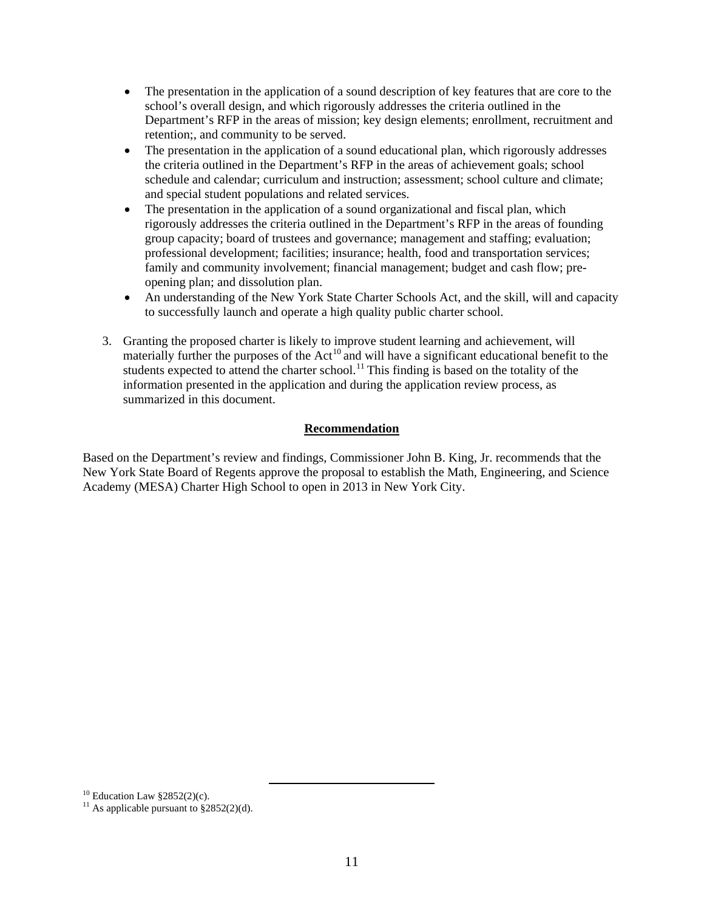- The presentation in the application of a sound description of key features that are core to the school's overall design, and which rigorously addresses the criteria outlined in the Department's RFP in the areas of mission; key design elements; enrollment, recruitment and retention;, and community to be served.
- The presentation in the application of a sound educational plan, which rigorously addresses the criteria outlined in the Department's RFP in the areas of achievement goals; school schedule and calendar; curriculum and instruction; assessment; school culture and climate; and special student populations and related services.
- The presentation in the application of a sound organizational and fiscal plan, which rigorously addresses the criteria outlined in the Department's RFP in the areas of founding group capacity; board of trustees and governance; management and staffing; evaluation; professional development; facilities; insurance; health, food and transportation services; family and community involvement; financial management; budget and cash flow; pre-opening plan; and dissolution plan.
- An understanding of the New York State Charter Schools Act, and the skill, will and capacity to successfully launch and operate a high quality public charter school.

3. Granting the proposed charter is likely to improve student learning and achievement, will materially further the purposes of the Act[10] and will have a significant educational benefit to the students expected to attend the charter school.[11] This finding is based on the totality of the information presented in the application and during the application review process, as summarized in this document.

**Recommendation**

Based on the Department's review and findings, Commissioner John B. King, Jr. recommends that the New York State Board of Regents approve the proposal to establish the Math, Engineering, and Science Academy (MESA) Charter High School to open in 2013 in New York City.

---

[10] Education Law §2852(2)(c).

[11] As applicable pursuant to §2852(2)(d).